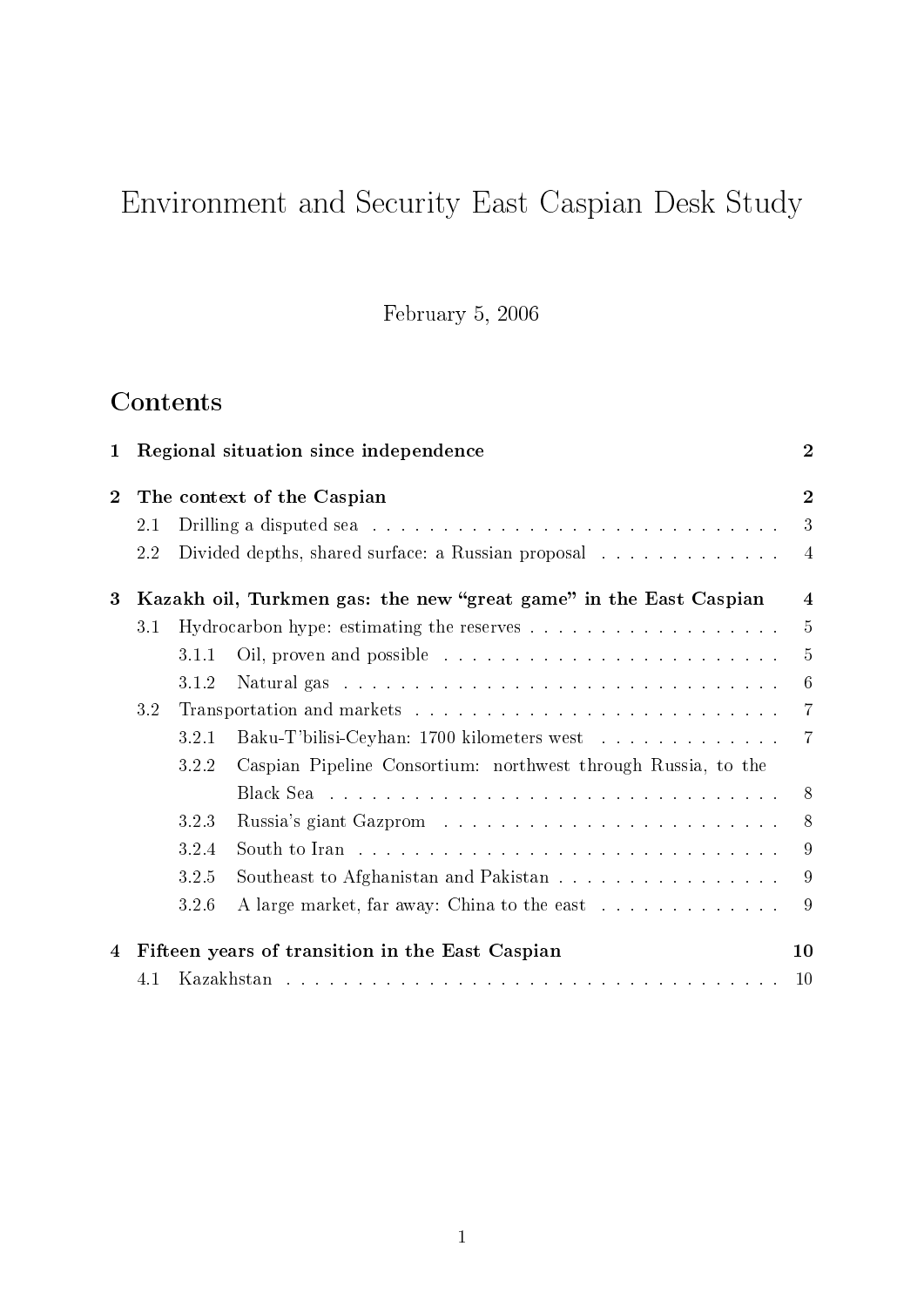# Environment and Security East Caspian Desk Study

February 5, 2006

## Contents

**1 Regional situation since independence** **2**

**2 The context of the Caspian** **2**

- 2.1 Drilling a disputed sea . . . . . . . . . . . . . . . . . . . . . . . . . . . . 3
- 2.2 Divided depths, shared surface: a Russian proposal . . . . . . . . . . . . . 4

**3 Kazakh oil, Turkmen gas: the new "great game" in the East Caspian** **4**

- 3.1 Hydrocarbon hype: estimating the reserves . . . . . . . . . . . . . . . . . . 5
  - 3.1.1 Oil, proven and possible . . . . . . . . . . . . . . . . . . . . . . . . 5
  - 3.1.2 Natural gas . . . . . . . . . . . . . . . . . . . . . . . . . . . . . . . 6
- 3.2 Transportation and markets . . . . . . . . . . . . . . . . . . . . . . . . . . 7
  - 3.2.1 Baku-T'bilisi-Ceyhan: 1700 kilometers west . . . . . . . . . . . . . 7
  - 3.2.2 Caspian Pipeline Consortium: northwest through Russia, to the Black Sea . . . . . . . . . . . . . . . . . . . . . . . . . . . . . . . . . 8
  - 3.2.3 Russia's giant Gazprom . . . . . . . . . . . . . . . . . . . . . . . . 8
  - 3.2.4 South to Iran . . . . . . . . . . . . . . . . . . . . . . . . . . . . . . 9
  - 3.2.5 Southeast to Afghanistan and Pakistan . . . . . . . . . . . . . . . . 9
  - 3.2.6 A large market, far away: China to the east . . . . . . . . . . . . . 9

**4 Fifteen years of transition in the East Caspian** **10**

- 4.1 Kazakhstan . . . . . . . . . . . . . . . . . . . . . . . . . . . . . . . . . . . 10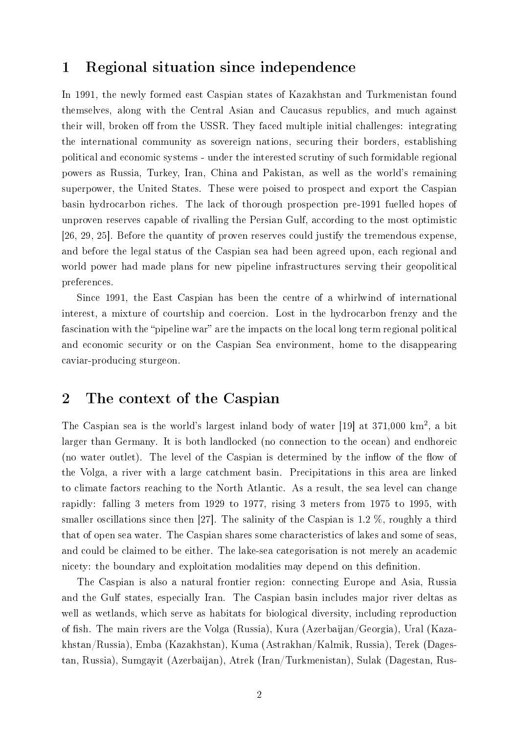## 1 Regional situation since independence

In 1991, the newly formed east Caspian states of Kazakhstan and Turkmenistan found themselves, along with the Central Asian and Caucasus republics, and much against their will, broken off from the USSR. They faced multiple initial challenges: integrating the international community as sovereign nations, securing their borders, establishing political and economic systems - under the interested scrutiny of such formidable regional powers as Russia, Turkey, Iran, China and Pakistan, as well as the world's remaining superpower, the United States. These were poised to prospect and export the Caspian basin hydrocarbon riches. The lack of thorough prospection pre-1991 fuelled hopes of unproven reserves capable of rivalling the Persian Gulf, according to the most optimistic [26, 29, 25]. Before the quantity of proven reserves could justify the tremendous expense, and before the legal status of the Caspian sea had been agreed upon, each regional and world power had made plans for new pipeline infrastructures serving their geopolitical preferences.

Since 1991, the East Caspian has been the centre of a whirlwind of international interest, a mixture of courtship and coercion. Lost in the hydrocarbon frenzy and the fascination with the "pipeline war" are the impacts on the local long term regional political and economic security or on the Caspian Sea environment, home to the disappearing caviar-producing sturgeon.

## 2 The context of the Caspian

The Caspian sea is the world's largest inland body of water [19] at 371,000 km$^2$, a bit larger than Germany. It is both landlocked (no connection to the ocean) and endhoreic (no water outlet). The level of the Caspian is determined by the inflow of the flow of the Volga, a river with a large catchment basin. Precipitations in this area are linked to climate factors reaching to the North Atlantic. As a result, the sea level can change rapidly: falling 3 meters from 1929 to 1977, rising 3 meters from 1975 to 1995, with smaller oscillations since then [27]. The salinity of the Caspian is 1.2 %, roughly a third that of open sea water. The Caspian shares some characteristics of lakes and some of seas, and could be claimed to be either. The lake-sea categorisation is not merely an academic nicety: the boundary and exploitation modalities may depend on this definition.

The Caspian is also a natural frontier region: connecting Europe and Asia, Russia and the Gulf states, especially Iran. The Caspian basin includes major river deltas as well as wetlands, which serve as habitats for biological diversity, including reproduction of fish. The main rivers are the Volga (Russia), Kura (Azerbaijan/Georgia), Ural (Kazakhstan/Russia), Emba (Kazakhstan), Kuma (Astrakhan/Kalmik, Russia), Terek (Dagestan, Russia), Sumgayit (Azerbaijan), Atrek (Iran/Turkmenistan), Sulak (Dagestan, Rus-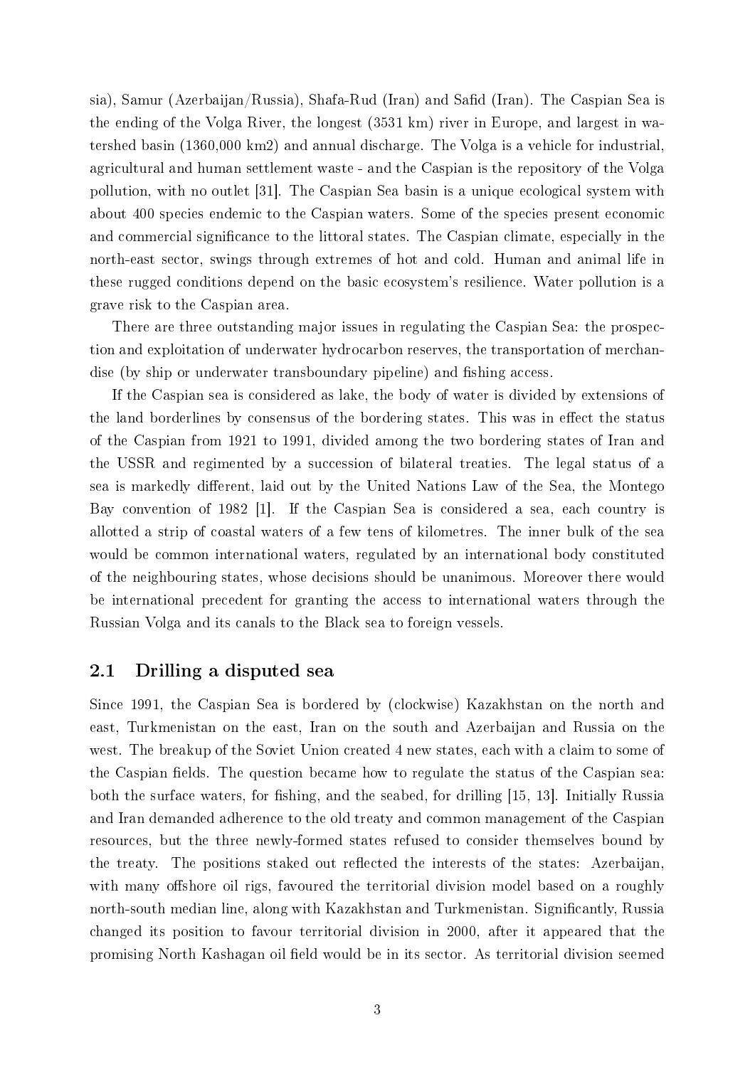sia), Samur (Azerbaijan/Russia), Shafa-Rud (Iran) and Safid (Iran). The Caspian Sea is the ending of the Volga River, the longest (3531 km) river in Europe, and largest in watershed basin (1360,000 km2) and annual discharge. The Volga is a vehicle for industrial, agricultural and human settlement waste - and the Caspian is the repository of the Volga pollution, with no outlet [31]. The Caspian Sea basin is a unique ecological system with about 400 species endemic to the Caspian waters. Some of the species present economic and commercial significance to the littoral states. The Caspian climate, especially in the north-east sector, swings through extremes of hot and cold. Human and animal life in these rugged conditions depend on the basic ecosystem's resilience. Water pollution is a grave risk to the Caspian area.

There are three outstanding major issues in regulating the Caspian Sea: the prospection and exploitation of underwater hydrocarbon reserves, the transportation of merchandise (by ship or underwater transboundary pipeline) and fishing access.

If the Caspian sea is considered as lake, the body of water is divided by extensions of the land borderlines by consensus of the bordering states. This was in effect the status of the Caspian from 1921 to 1991, divided among the two bordering states of Iran and the USSR and regimented by a succession of bilateral treaties. The legal status of a sea is markedly different, laid out by the United Nations Law of the Sea, the Montego Bay convention of 1982 [1]. If the Caspian Sea is considered a sea, each country is allotted a strip of coastal waters of a few tens of kilometres. The inner bulk of the sea would be common international waters, regulated by an international body constituted of the neighbouring states, whose decisions should be unanimous. Moreover there would be international precedent for granting the access to international waters through the Russian Volga and its canals to the Black sea to foreign vessels.

## 2.1 Drilling a disputed sea

Since 1991, the Caspian Sea is bordered by (clockwise) Kazakhstan on the north and east, Turkmenistan on the east, Iran on the south and Azerbaijan and Russia on the west. The breakup of the Soviet Union created 4 new states, each with a claim to some of the Caspian fields. The question became how to regulate the status of the Caspian sea: both the surface waters, for fishing, and the seabed, for drilling [15, 13]. Initially Russia and Iran demanded adherence to the old treaty and common management of the Caspian resources, but the three newly-formed states refused to consider themselves bound by the treaty. The positions staked out reflected the interests of the states: Azerbaijan, with many offshore oil rigs, favoured the territorial division model based on a roughly north-south median line, along with Kazakhstan and Turkmenistan. Significantly, Russia changed its position to favour territorial division in 2000, after it appeared that the promising North Kashagan oil field would be in its sector. As territorial division seemed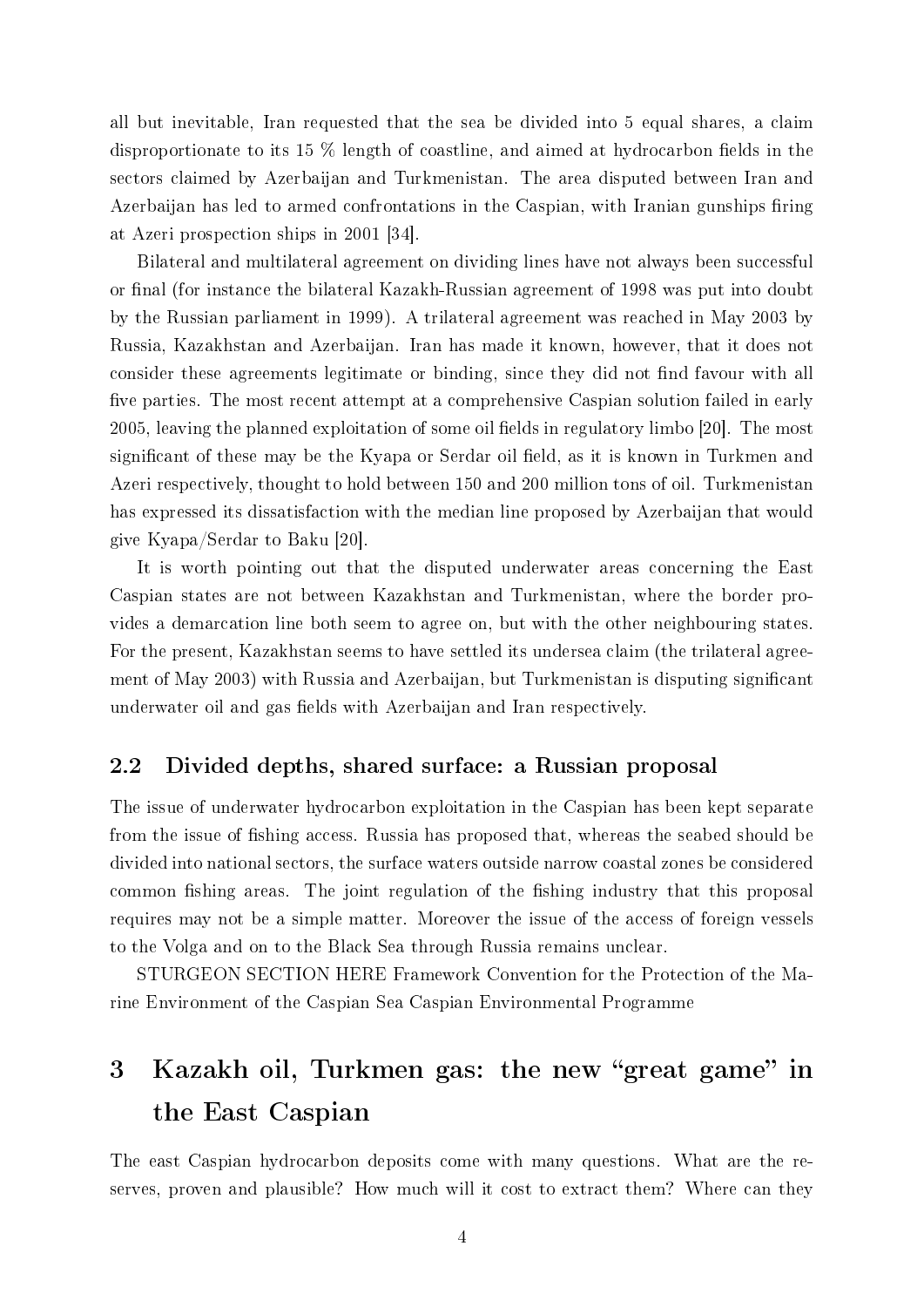all but inevitable, Iran requested that the sea be divided into 5 equal shares, a claim disproportionate to its 15 % length of coastline, and aimed at hydrocarbon fields in the sectors claimed by Azerbaijan and Turkmenistan. The area disputed between Iran and Azerbaijan has led to armed confrontations in the Caspian, with Iranian gunships firing at Azeri prospection ships in 2001 [34].

Bilateral and multilateral agreement on dividing lines have not always been successful or final (for instance the bilateral Kazakh-Russian agreement of 1998 was put into doubt by the Russian parliament in 1999). A trilateral agreement was reached in May 2003 by Russia, Kazakhstan and Azerbaijan. Iran has made it known, however, that it does not consider these agreements legitimate or binding, since they did not find favour with all five parties. The most recent attempt at a comprehensive Caspian solution failed in early 2005, leaving the planned exploitation of some oil fields in regulatory limbo [20]. The most significant of these may be the Kyapa or Serdar oil field, as it is known in Turkmen and Azeri respectively, thought to hold between 150 and 200 million tons of oil. Turkmenistan has expressed its dissatisfaction with the median line proposed by Azerbaijan that would give Kyapa/Serdar to Baku [20].

It is worth pointing out that the disputed underwater areas concerning the East Caspian states are not between Kazakhstan and Turkmenistan, where the border provides a demarcation line both seem to agree on, but with the other neighbouring states. For the present, Kazakhstan seems to have settled its undersea claim (the trilateral agreement of May 2003) with Russia and Azerbaijan, but Turkmenistan is disputing significant underwater oil and gas fields with Azerbaijan and Iran respectively.

### 2.2 Divided depths, shared surface: a Russian proposal

The issue of underwater hydrocarbon exploitation in the Caspian has been kept separate from the issue of fishing access. Russia has proposed that, whereas the seabed should be divided into national sectors, the surface waters outside narrow coastal zones be considered common fishing areas. The joint regulation of the fishing industry that this proposal requires may not be a simple matter. Moreover the issue of the access of foreign vessels to the Volga and on to the Black Sea through Russia remains unclear.

STURGEON SECTION HERE Framework Convention for the Protection of the Marine Environment of the Caspian Sea Caspian Environmental Programme

## 3 Kazakh oil, Turkmen gas: the new "great game" in the East Caspian

The east Caspian hydrocarbon deposits come with many questions. What are the reserves, proven and plausible? How much will it cost to extract them? Where can they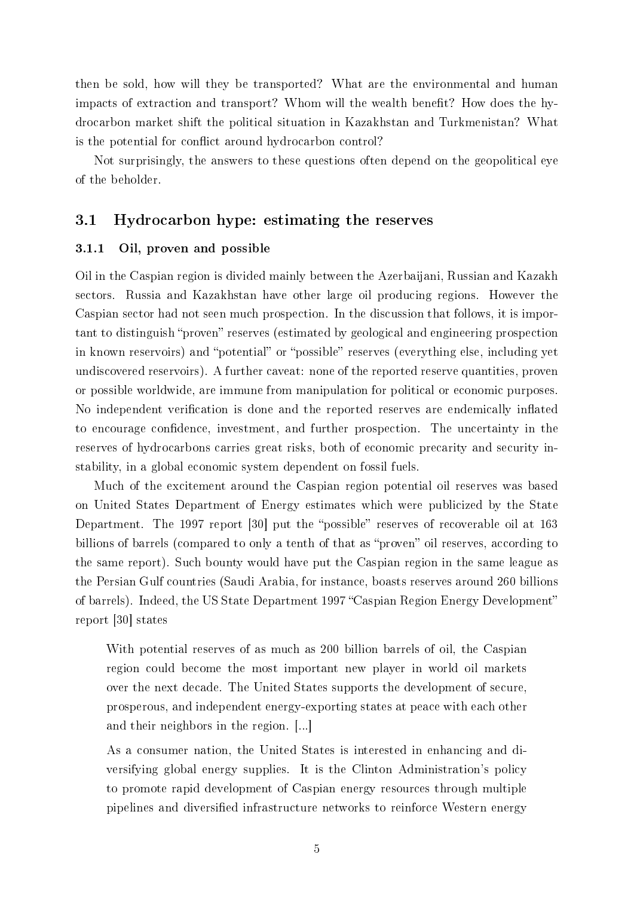then be sold, how will they be transported? What are the environmental and human impacts of extraction and transport? Whom will the wealth benefit? How does the hydrocarbon market shift the political situation in Kazakhstan and Turkmenistan? What is the potential for conflict around hydrocarbon control?

Not surprisingly, the answers to these questions often depend on the geopolitical eye of the beholder.

## 3.1 Hydrocarbon hype: estimating the reserves

### 3.1.1 Oil, proven and possible

Oil in the Caspian region is divided mainly between the Azerbaijani, Russian and Kazakh sectors. Russia and Kazakhstan have other large oil producing regions. However the Caspian sector had not seen much prospection. In the discussion that follows, it is important to distinguish "proven" reserves (estimated by geological and engineering prospection in known reservoirs) and "potential" or "possible" reserves (everything else, including yet undiscovered reservoirs). A further caveat: none of the reported reserve quantities, proven or possible worldwide, are immune from manipulation for political or economic purposes. No independent verification is done and the reported reserves are endemically inflated to encourage confidence, investment, and further prospection. The uncertainty in the reserves of hydrocarbons carries great risks, both of economic precarity and security instability, in a global economic system dependent on fossil fuels.

Much of the excitement around the Caspian region potential oil reserves was based on United States Department of Energy estimates which were publicized by the State Department. The 1997 report [30] put the "possible" reserves of recoverable oil at 163 billions of barrels (compared to only a tenth of that as "proven" oil reserves, according to the same report). Such bounty would have put the Caspian region in the same league as the Persian Gulf countries (Saudi Arabia, for instance, boasts reserves around 260 billions of barrels). Indeed, the US State Department 1997 "Caspian Region Energy Development" report [30] states

> With potential reserves of as much as 200 billion barrels of oil, the Caspian region could become the most important new player in world oil markets over the next decade. The United States supports the development of secure, prosperous, and independent energy-exporting states at peace with each other and their neighbors in the region. [...]
>
> As a consumer nation, the United States is interested in enhancing and diversifying global energy supplies. It is the Clinton Administration's policy to promote rapid development of Caspian energy resources through multiple pipelines and diversified infrastructure networks to reinforce Western energy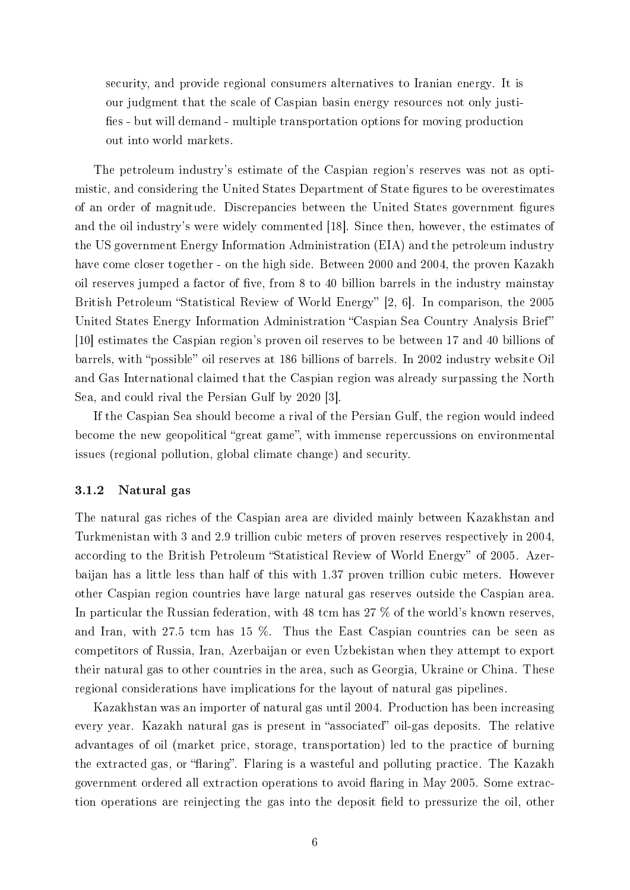> security, and provide regional consumers alternatives to Iranian energy. It is our judgment that the scale of Caspian basin energy resources not only justifies - but will demand - multiple transportation options for moving production out into world markets.

The petroleum industry's estimate of the Caspian region's reserves was not as optimistic, and considering the United States Department of State figures to be overestimates of an order of magnitude. Discrepancies between the United States government figures and the oil industry's were widely commented [18]. Since then, however, the estimates of the US government Energy Information Administration (EIA) and the petroleum industry have come closer together - on the high side. Between 2000 and 2004, the proven Kazakh oil reserves jumped a factor of five, from 8 to 40 billion barrels in the industry mainstay British Petroleum "Statistical Review of World Energy" [2, 6]. In comparison, the 2005 United States Energy Information Administration "Caspian Sea Country Analysis Brief" [10] estimates the Caspian region's proven oil reserves to be between 17 and 40 billions of barrels, with "possible" oil reserves at 186 billions of barrels. In 2002 industry website Oil and Gas International claimed that the Caspian region was already surpassing the North Sea, and could rival the Persian Gulf by 2020 [3].

If the Caspian Sea should become a rival of the Persian Gulf, the region would indeed become the new geopolitical "great game", with immense repercussions on environmental issues (regional pollution, global climate change) and security.

### 3.1.2 Natural gas

The natural gas riches of the Caspian area are divided mainly between Kazakhstan and Turkmenistan with 3 and 2.9 trillion cubic meters of proven reserves respectively in 2004, according to the British Petroleum "Statistical Review of World Energy" of 2005. Azerbaijan has a little less than half of this with 1.37 proven trillion cubic meters. However other Caspian region countries have large natural gas reserves outside the Caspian area. In particular the Russian federation, with 48 tcm has 27 % of the world's known reserves, and Iran, with 27.5 tcm has 15 %. Thus the East Caspian countries can be seen as competitors of Russia, Iran, Azerbaijan or even Uzbekistan when they attempt to export their natural gas to other countries in the area, such as Georgia, Ukraine or China. These regional considerations have implications for the layout of natural gas pipelines.

Kazakhstan was an importer of natural gas until 2004. Production has been increasing every year. Kazakh natural gas is present in "associated" oil-gas deposits. The relative advantages of oil (market price, storage, transportation) led to the practice of burning the extracted gas, or "flaring". Flaring is a wasteful and polluting practice. The Kazakh government ordered all extraction operations to avoid flaring in May 2005. Some extraction operations are reinjecting the gas into the deposit field to pressurize the oil, other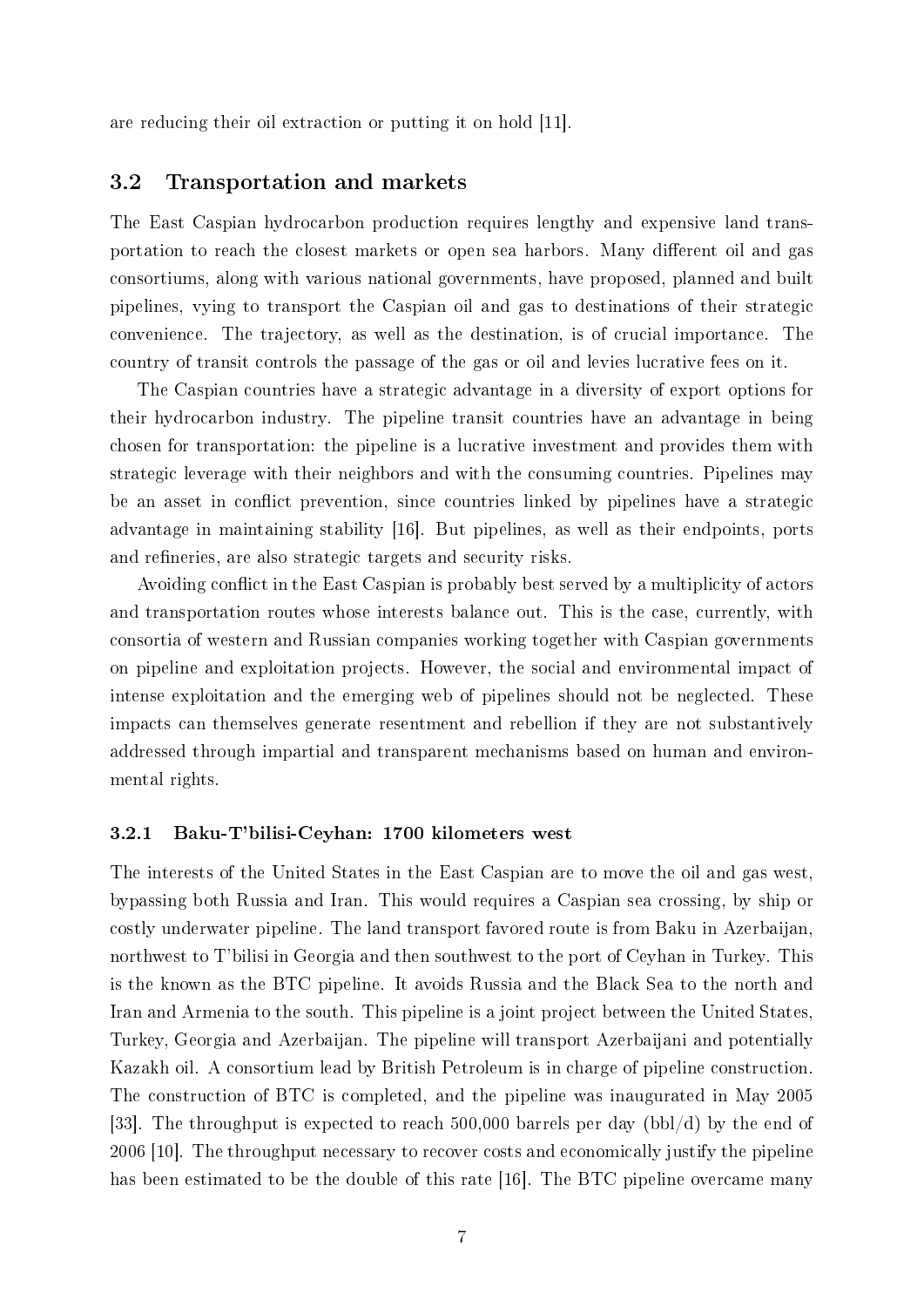are reducing their oil extraction or putting it on hold [11].

## 3.2 Transportation and markets

The East Caspian hydrocarbon production requires lengthy and expensive land transportation to reach the closest markets or open sea harbors. Many different oil and gas consortiums, along with various national governments, have proposed, planned and built pipelines, vying to transport the Caspian oil and gas to destinations of their strategic convenience. The trajectory, as well as the destination, is of crucial importance. The country of transit controls the passage of the gas or oil and levies lucrative fees on it.

The Caspian countries have a strategic advantage in a diversity of export options for their hydrocarbon industry. The pipeline transit countries have an advantage in being chosen for transportation: the pipeline is a lucrative investment and provides them with strategic leverage with their neighbors and with the consuming countries. Pipelines may be an asset in conflict prevention, since countries linked by pipelines have a strategic advantage in maintaining stability [16]. But pipelines, as well as their endpoints, ports and refineries, are also strategic targets and security risks.

Avoiding conflict in the East Caspian is probably best served by a multiplicity of actors and transportation routes whose interests balance out. This is the case, currently, with consortia of western and Russian companies working together with Caspian governments on pipeline and exploitation projects. However, the social and environmental impact of intense exploitation and the emerging web of pipelines should not be neglected. These impacts can themselves generate resentment and rebellion if they are not substantively addressed through impartial and transparent mechanisms based on human and environmental rights.

### 3.2.1 Baku-T'bilisi-Ceyhan: 1700 kilometers west

The interests of the United States in the East Caspian are to move the oil and gas west, bypassing both Russia and Iran. This would requires a Caspian sea crossing, by ship or costly underwater pipeline. The land transport favored route is from Baku in Azerbaijan, northwest to T'bilisi in Georgia and then southwest to the port of Ceyhan in Turkey. This is the known as the BTC pipeline. It avoids Russia and the Black Sea to the north and Iran and Armenia to the south. This pipeline is a joint project between the United States, Turkey, Georgia and Azerbaijan. The pipeline will transport Azerbaijani and potentially Kazakh oil. A consortium lead by British Petroleum is in charge of pipeline construction. The construction of BTC is completed, and the pipeline was inaugurated in May 2005 [33]. The throughput is expected to reach 500,000 barrels per day (bbl/d) by the end of 2006 [10]. The throughput necessary to recover costs and economically justify the pipeline has been estimated to be the double of this rate [16]. The BTC pipeline overcame many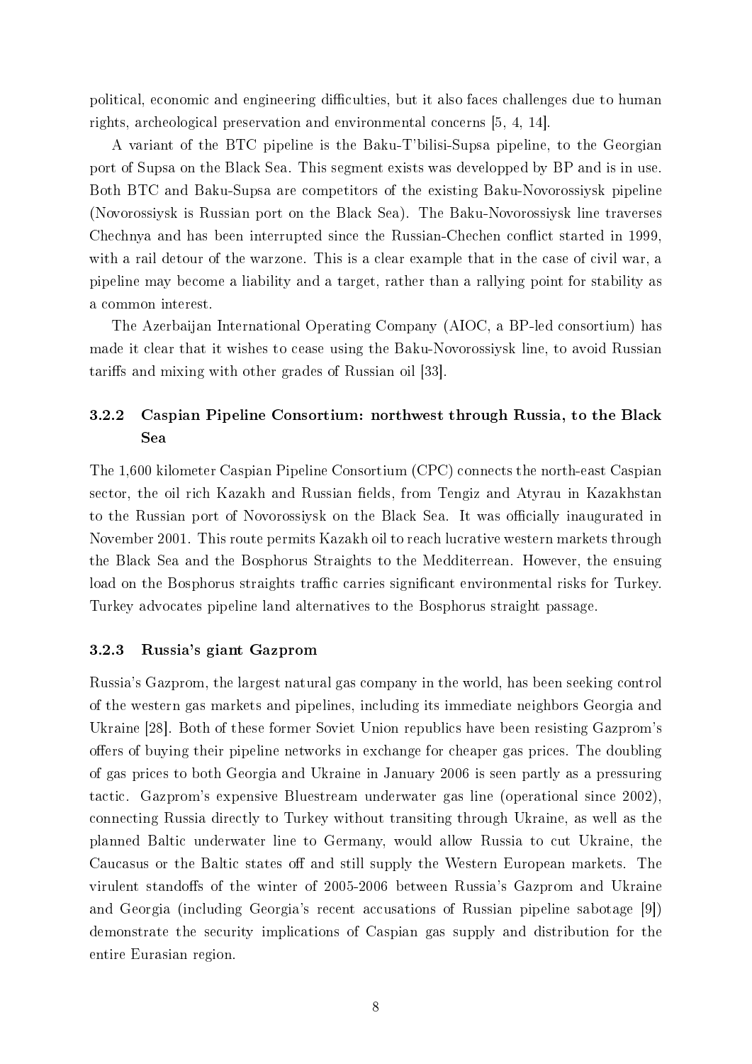political, economic and engineering difficulties, but it also faces challenges due to human rights, archeological preservation and environmental concerns [5, 4, 14].

A variant of the BTC pipeline is the Baku-T'bilisi-Supsa pipeline, to the Georgian port of Supsa on the Black Sea. This segment exists was developped by BP and is in use. Both BTC and Baku-Supsa are competitors of the existing Baku-Novorossiysk pipeline (Novorossiysk is Russian port on the Black Sea). The Baku-Novorossiysk line traverses Chechnya and has been interrupted since the Russian-Chechen conflict started in 1999, with a rail detour of the warzone. This is a clear example that in the case of civil war, a pipeline may become a liability and a target, rather than a rallying point for stability as a common interest.

The Azerbaijan International Operating Company (AIOC, a BP-led consortium) has made it clear that it wishes to cease using the Baku-Novorossiysk line, to avoid Russian tariffs and mixing with other grades of Russian oil [33].

### 3.2.2 Caspian Pipeline Consortium: northwest through Russia, to the Black Sea

The 1,600 kilometer Caspian Pipeline Consortium (CPC) connects the north-east Caspian sector, the oil rich Kazakh and Russian fields, from Tengiz and Atyrau in Kazakhstan to the Russian port of Novorossiysk on the Black Sea. It was officially inaugurated in November 2001. This route permits Kazakh oil to reach lucrative western markets through the Black Sea and the Bosphorus Straights to the Medditerrean. However, the ensuing load on the Bosphorus straights traffic carries significant environmental risks for Turkey. Turkey advocates pipeline land alternatives to the Bosphorus straight passage.

### 3.2.3 Russia's giant Gazprom

Russia's Gazprom, the largest natural gas company in the world, has been seeking control of the western gas markets and pipelines, including its immediate neighbors Georgia and Ukraine [28]. Both of these former Soviet Union republics have been resisting Gazprom's offers of buying their pipeline networks in exchange for cheaper gas prices. The doubling of gas prices to both Georgia and Ukraine in January 2006 is seen partly as a pressuring tactic. Gazprom's expensive Bluestream underwater gas line (operational since 2002), connecting Russia directly to Turkey without transiting through Ukraine, as well as the planned Baltic underwater line to Germany, would allow Russia to cut Ukraine, the Caucasus or the Baltic states off and still supply the Western European markets. The virulent standoffs of the winter of 2005-2006 between Russia's Gazprom and Ukraine and Georgia (including Georgia's recent accusations of Russian pipeline sabotage [9]) demonstrate the security implications of Caspian gas supply and distribution for the entire Eurasian region.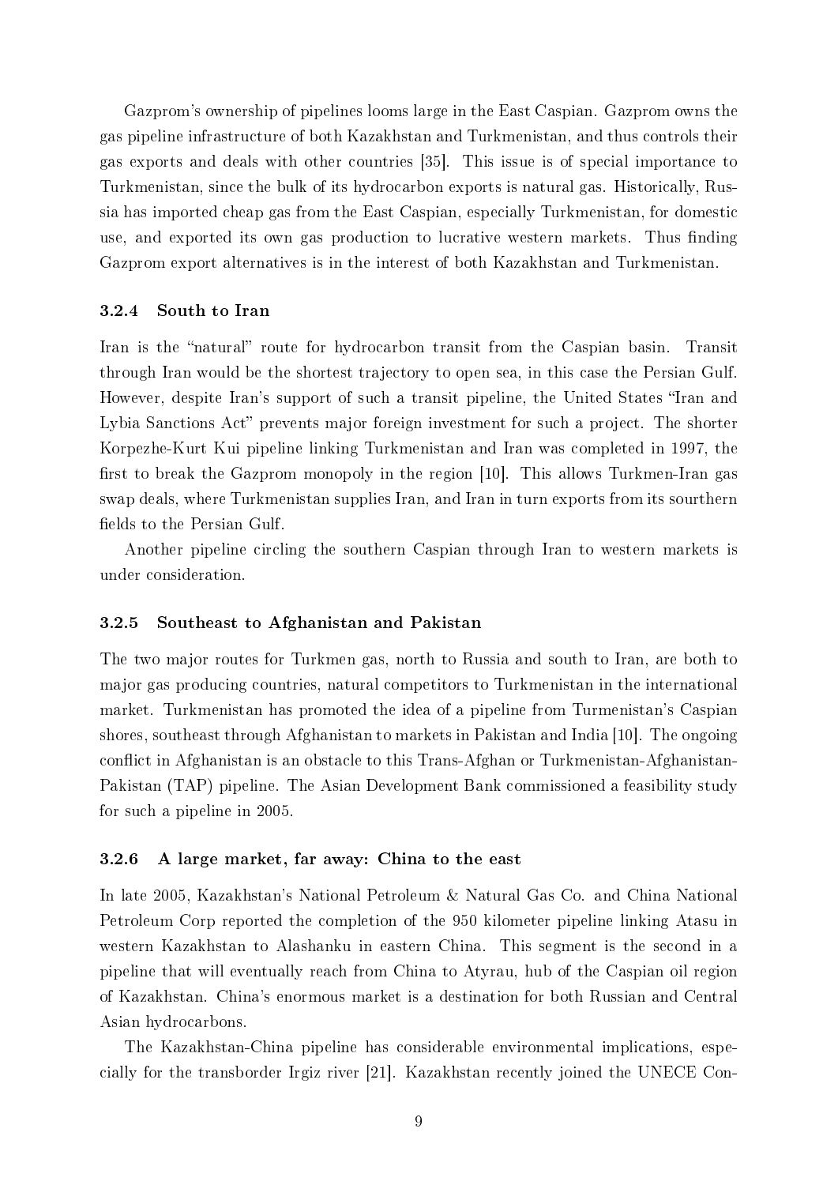Gazprom's ownership of pipelines looms large in the East Caspian. Gazprom owns the gas pipeline infrastructure of both Kazakhstan and Turkmenistan, and thus controls their gas exports and deals with other countries [35]. This issue is of special importance to Turkmenistan, since the bulk of its hydrocarbon exports is natural gas. Historically, Russia has imported cheap gas from the East Caspian, especially Turkmenistan, for domestic use, and exported its own gas production to lucrative western markets. Thus finding Gazprom export alternatives is in the interest of both Kazakhstan and Turkmenistan.

### 3.2.4 South to Iran

Iran is the "natural" route for hydrocarbon transit from the Caspian basin. Transit through Iran would be the shortest trajectory to open sea, in this case the Persian Gulf. However, despite Iran's support of such a transit pipeline, the United States "Iran and Lybia Sanctions Act" prevents major foreign investment for such a project. The shorter Korpezhe-Kurt Kui pipeline linking Turkmenistan and Iran was completed in 1997, the first to break the Gazprom monopoly in the region [10]. This allows Turkmen-Iran gas swap deals, where Turkmenistan supplies Iran, and Iran in turn exports from its sourthern fields to the Persian Gulf.

Another pipeline circling the southern Caspian through Iran to western markets is under consideration.

### 3.2.5 Southeast to Afghanistan and Pakistan

The two major routes for Turkmen gas, north to Russia and south to Iran, are both to major gas producing countries, natural competitors to Turkmenistan in the international market. Turkmenistan has promoted the idea of a pipeline from Turmenistan's Caspian shores, southeast through Afghanistan to markets in Pakistan and India [10]. The ongoing conflict in Afghanistan is an obstacle to this Trans-Afghan or Turkmenistan-Afghanistan-Pakistan (TAP) pipeline. The Asian Development Bank commissioned a feasibility study for such a pipeline in 2005.

### 3.2.6 A large market, far away: China to the east

In late 2005, Kazakhstan's National Petroleum & Natural Gas Co. and China National Petroleum Corp reported the completion of the 950 kilometer pipeline linking Atasu in western Kazakhstan to Alashanku in eastern China. This segment is the second in a pipeline that will eventually reach from China to Atyrau, hub of the Caspian oil region of Kazakhstan. China's enormous market is a destination for both Russian and Central Asian hydrocarbons.

The Kazakhstan-China pipeline has considerable environmental implications, especially for the transborder Irgiz river [21]. Kazakhstan recently joined the UNECE Con-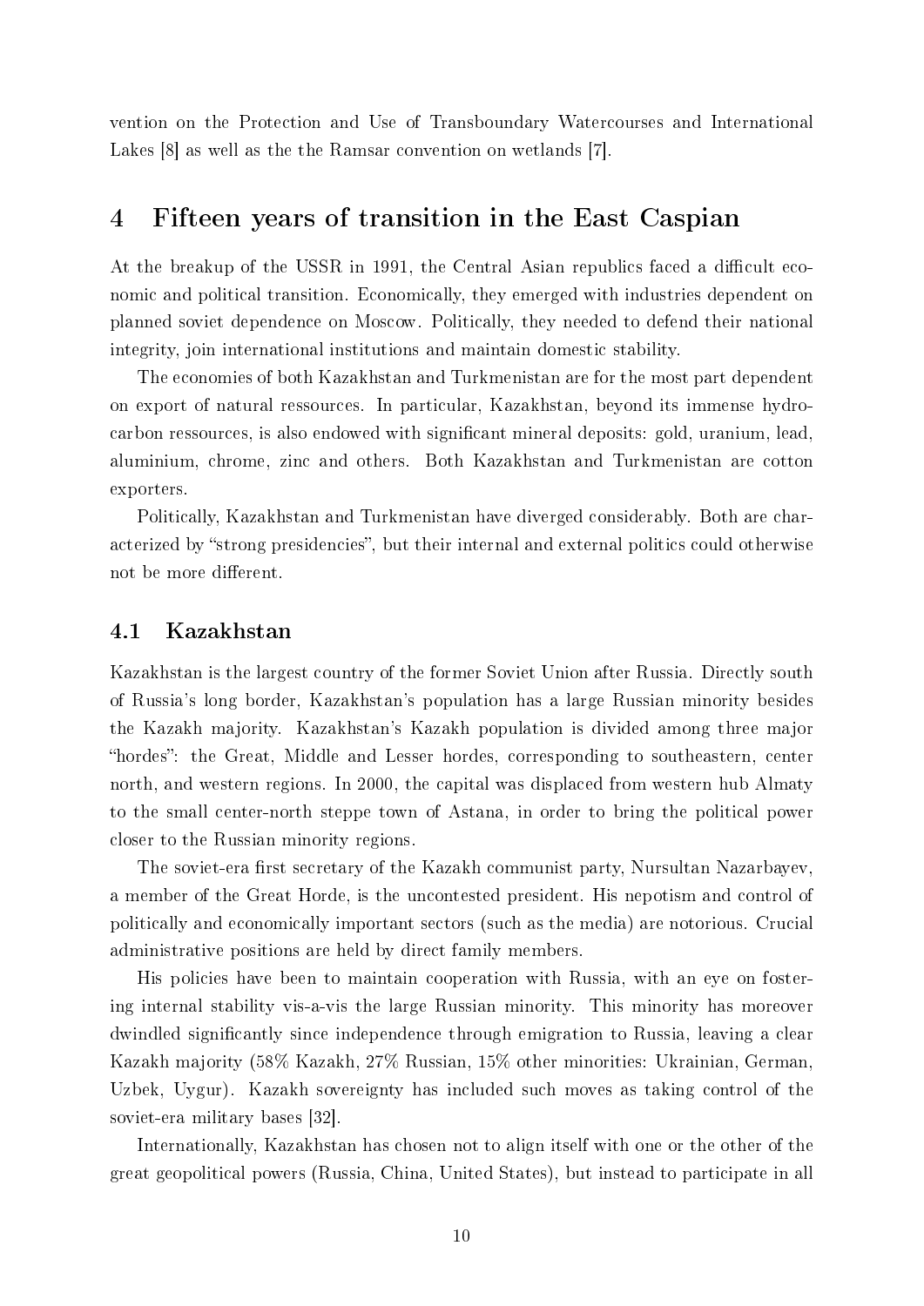vention on the Protection and Use of Transboundary Watercourses and International Lakes [8] as well as the the Ramsar convention on wetlands [7].

# 4 Fifteen years of transition in the East Caspian

At the breakup of the USSR in 1991, the Central Asian republics faced a difficult economic and political transition. Economically, they emerged with industries dependent on planned soviet dependence on Moscow. Politically, they needed to defend their national integrity, join international institutions and maintain domestic stability.

The economies of both Kazakhstan and Turkmenistan are for the most part dependent on export of natural ressources. In particular, Kazakhstan, beyond its immense hydrocarbon ressources, is also endowed with significant mineral deposits: gold, uranium, lead, aluminium, chrome, zinc and others. Both Kazakhstan and Turkmenistan are cotton exporters.

Politically, Kazakhstan and Turkmenistan have diverged considerably. Both are characterized by "strong presidencies", but their internal and external politics could otherwise not be more different.

## 4.1 Kazakhstan

Kazakhstan is the largest country of the former Soviet Union after Russia. Directly south of Russia's long border, Kazakhstan's population has a large Russian minority besides the Kazakh majority. Kazakhstan's Kazakh population is divided among three major "hordes": the Great, Middle and Lesser hordes, corresponding to southeastern, center north, and western regions. In 2000, the capital was displaced from western hub Almaty to the small center-north steppe town of Astana, in order to bring the political power closer to the Russian minority regions.

The soviet-era first secretary of the Kazakh communist party, Nursultan Nazarbayev, a member of the Great Horde, is the uncontested president. His nepotism and control of politically and economically important sectors (such as the media) are notorious. Crucial administrative positions are held by direct family members.

His policies have been to maintain cooperation with Russia, with an eye on fostering internal stability vis-a-vis the large Russian minority. This minority has moreover dwindled significantly since independence through emigration to Russia, leaving a clear Kazakh majority (58% Kazakh, 27% Russian, 15% other minorities: Ukrainian, German, Uzbek, Uygur). Kazakh sovereignty has included such moves as taking control of the soviet-era military bases [32].

Internationally, Kazakhstan has chosen not to align itself with one or the other of the great geopolitical powers (Russia, China, United States), but instead to participate in all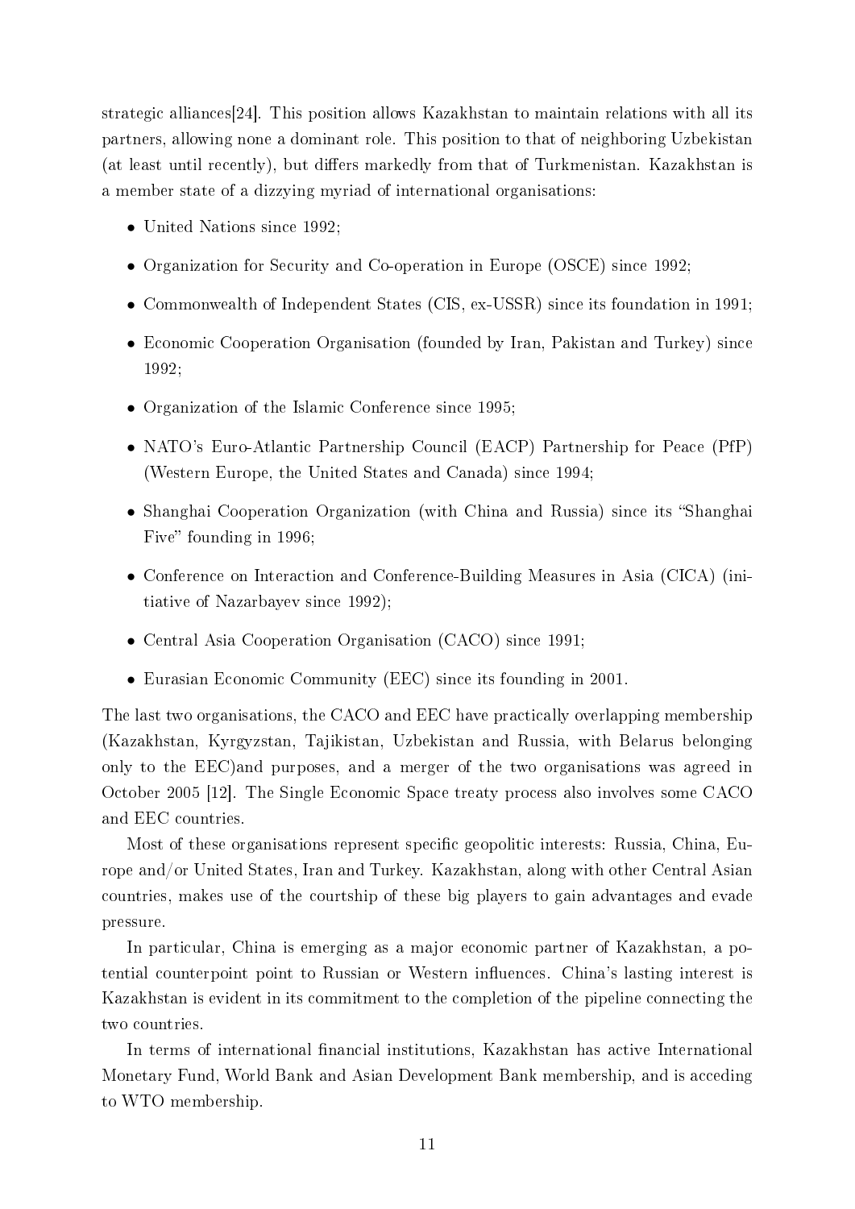strategic alliances[24]. This position allows Kazakhstan to maintain relations with all its partners, allowing none a dominant role. This position to that of neighboring Uzbekistan (at least until recently), but differs markedly from that of Turkmenistan. Kazakhstan is a member state of a dizzying myriad of international organisations:

- United Nations since 1992;
- Organization for Security and Co-operation in Europe (OSCE) since 1992;
- Commonwealth of Independent States (CIS, ex-USSR) since its foundation in 1991;
- Economic Cooperation Organisation (founded by Iran, Pakistan and Turkey) since 1992;
- Organization of the Islamic Conference since 1995;
- NATO's Euro-Atlantic Partnership Council (EACP) Partnership for Peace (PfP) (Western Europe, the United States and Canada) since 1994;
- Shanghai Cooperation Organization (with China and Russia) since its "Shanghai Five" founding in 1996;
- Conference on Interaction and Conference-Building Measures in Asia (CICA) (initiative of Nazarbayev since 1992);
- Central Asia Cooperation Organisation (CACO) since 1991;
- Eurasian Economic Community (EEC) since its founding in 2001.

The last two organisations, the CACO and EEC have practically overlapping membership (Kazakhstan, Kyrgyzstan, Tajikistan, Uzbekistan and Russia, with Belarus belonging only to the EEC)and purposes, and a merger of the two organisations was agreed in October 2005 [12]. The Single Economic Space treaty process also involves some CACO and EEC countries.

Most of these organisations represent specific geopolitic interests: Russia, China, Europe and/or United States, Iran and Turkey. Kazakhstan, along with other Central Asian countries, makes use of the courtship of these big players to gain advantages and evade pressure.

In particular, China is emerging as a major economic partner of Kazakhstan, a potential counterpoint point to Russian or Western influences. China's lasting interest is Kazakhstan is evident in its commitment to the completion of the pipeline connecting the two countries.

In terms of international financial institutions, Kazakhstan has active International Monetary Fund, World Bank and Asian Development Bank membership, and is acceding to WTO membership.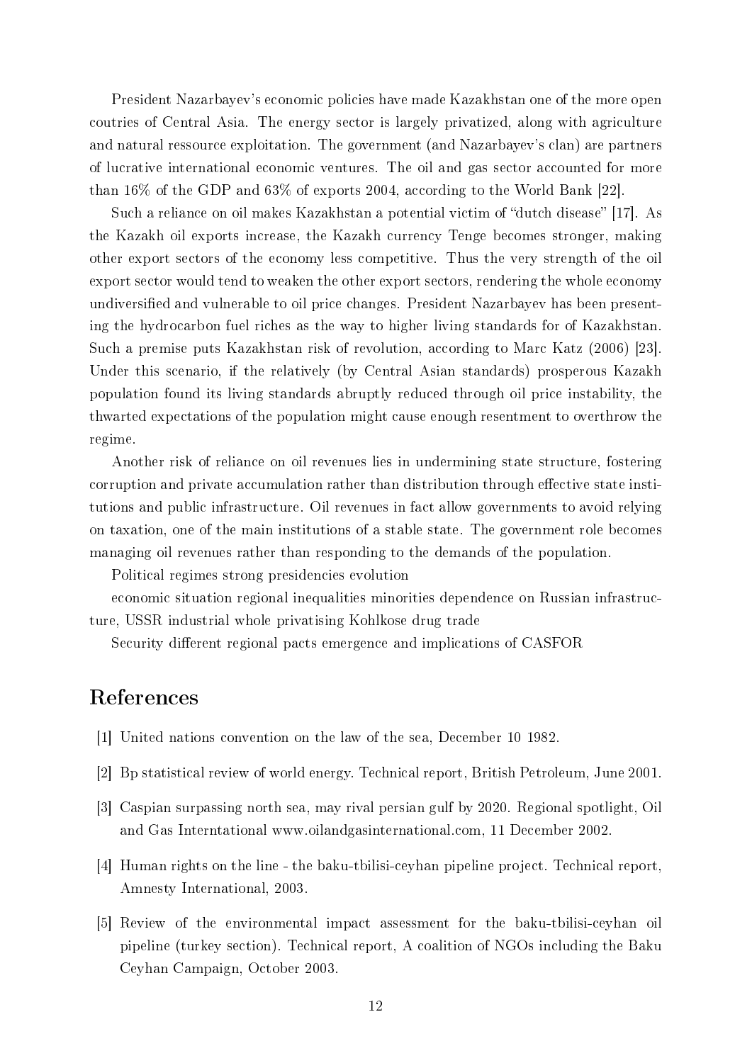President Nazarbayev's economic policies have made Kazakhstan one of the more open coutries of Central Asia. The energy sector is largely privatized, along with agriculture and natural ressource exploitation. The government (and Nazarbayev's clan) are partners of lucrative international economic ventures. The oil and gas sector accounted for more than 16% of the GDP and 63% of exports 2004, according to the World Bank [22].

Such a reliance on oil makes Kazakhstan a potential victim of "dutch disease" [17]. As the Kazakh oil exports increase, the Kazakh currency Tenge becomes stronger, making other export sectors of the economy less competitive. Thus the very strength of the oil export sector would tend to weaken the other export sectors, rendering the whole economy undiversified and vulnerable to oil price changes. President Nazarbayev has been presenting the hydrocarbon fuel riches as the way to higher living standards for of Kazakhstan. Such a premise puts Kazakhstan risk of revolution, according to Marc Katz (2006) [23]. Under this scenario, if the relatively (by Central Asian standards) prosperous Kazakh population found its living standards abruptly reduced through oil price instability, the thwarted expectations of the population might cause enough resentment to overthrow the regime.

Another risk of reliance on oil revenues lies in undermining state structure, fostering corruption and private accumulation rather than distribution through effective state institutions and public infrastructure. Oil revenues in fact allow governments to avoid relying on taxation, one of the main institutions of a stable state. The government role becomes managing oil revenues rather than responding to the demands of the population.

Political regimes strong presidencies evolution

economic situation regional inequalities minorities dependence on Russian infrastructure, USSR industrial whole privatising Kohlkose drug trade

Security different regional pacts emergence and implications of CASFOR

# References

[1] United nations convention on the law of the sea, December 10 1982.

[2] Bp statistical review of world energy. Technical report, British Petroleum, June 2001.

[3] Caspian surpassing north sea, may rival persian gulf by 2020. Regional spotlight, Oil and Gas Interntational www.oilandgasinternational.com, 11 December 2002.

[4] Human rights on the line - the baku-tbilisi-ceyhan pipeline project. Technical report, Amnesty International, 2003.

[5] Review of the environmental impact assessment for the baku-tbilisi-ceyhan oil pipeline (turkey section). Technical report, A coalition of NGOs including the Baku Ceyhan Campaign, October 2003.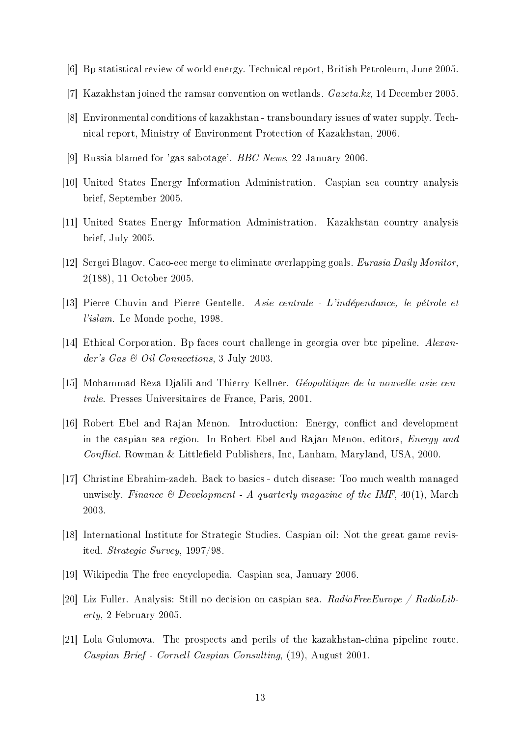[6] Bp statistical review of world energy. Technical report, British Petroleum, June 2005.

[7] Kazakhstan joined the ramsar convention on wetlands. *Gazeta.kz*, 14 December 2005.

[8] Environmental conditions of kazakhstan - transboundary issues of water supply. Technical report, Ministry of Environment Protection of Kazakhstan, 2006.

[9] Russia blamed for 'gas sabotage'. *BBC News*, 22 January 2006.

[10] United States Energy Information Administration. Caspian sea country analysis brief, September 2005.

[11] United States Energy Information Administration. Kazakhstan country analysis brief, July 2005.

[12] Sergei Blagov. Caco-eec merge to eliminate overlapping goals. *Eurasia Daily Monitor*, 2(188), 11 October 2005.

[13] Pierre Chuvin and Pierre Gentelle. *Asie centrale - L'indépendance, le pétrole et l'islam*. Le Monde poche, 1998.

[14] Ethical Corporation. Bp faces court challenge in georgia over btc pipeline. *Alexander's Gas & Oil Connections*, 3 July 2003.

[15] Mohammad-Reza Djalili and Thierry Kellner. *Géopolitique de la nouvelle asie centrale*. Presses Universitaires de France, Paris, 2001.

[16] Robert Ebel and Rajan Menon. Introduction: Energy, conflict and development in the caspian sea region. In Robert Ebel and Rajan Menon, editors, *Energy and Conflict*. Rowman & Littlefield Publishers, Inc, Lanham, Maryland, USA, 2000.

[17] Christine Ebrahim-zadeh. Back to basics - dutch disease: Too much wealth managed unwisely. *Finance & Development - A quarterly magazine of the IMF*, 40(1), March 2003.

[18] International Institute for Strategic Studies. Caspian oil: Not the great game revisited. *Strategic Survey*, 1997/98.

[19] Wikipedia The free encyclopedia. Caspian sea, January 2006.

[20] Liz Fuller. Analysis: Still no decision on caspian sea. *RadioFreeEurope / RadioLiberty*, 2 February 2005.

[21] Lola Gulomova. The prospects and perils of the kazakhstan-china pipeline route. *Caspian Brief - Cornell Caspian Consulting*, (19), August 2001.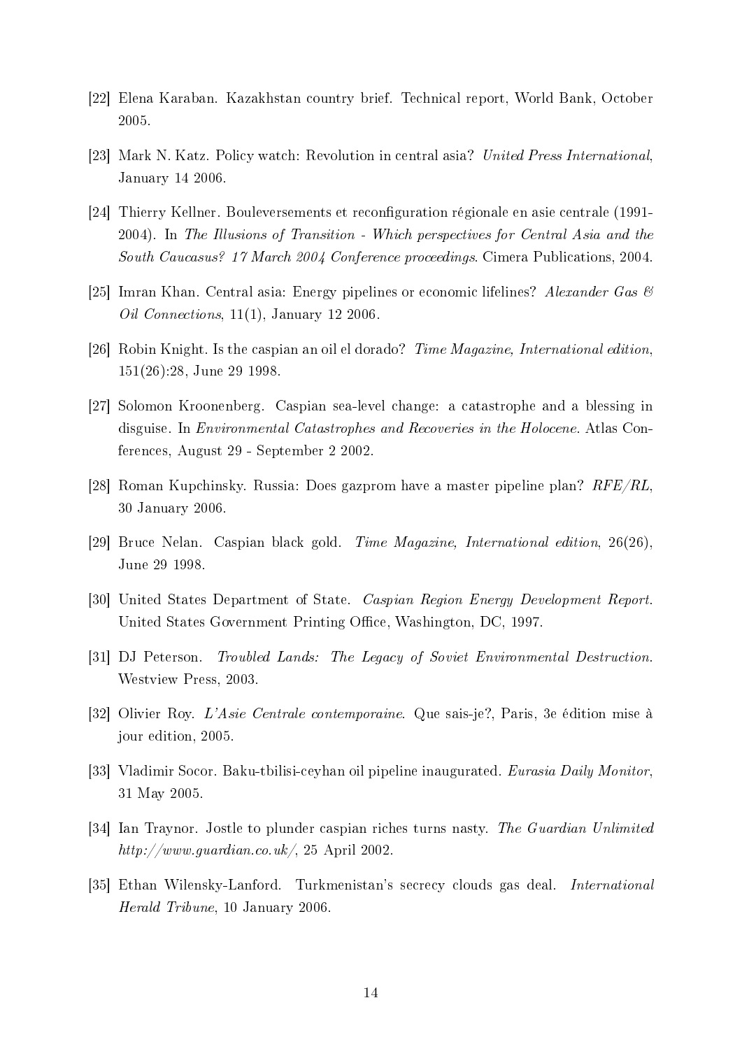[22] Elena Karaban. Kazakhstan country brief. Technical report, World Bank, October 2005.

[23] Mark N. Katz. Policy watch: Revolution in central asia? *United Press International*, January 14 2006.

[24] Thierry Kellner. Bouleversements et reconfiguration régionale en asie centrale (1991-2004). In *The Illusions of Transition - Which perspectives for Central Asia and the South Caucasus? 17 March 2004 Conference proceedings*. Cimera Publications, 2004.

[25] Imran Khan. Central asia: Energy pipelines or economic lifelines? *Alexander Gas & Oil Connections*, 11(1), January 12 2006.

[26] Robin Knight. Is the caspian an oil el dorado? *Time Magazine, International edition*, 151(26):28, June 29 1998.

[27] Solomon Kroonenberg. Caspian sea-level change: a catastrophe and a blessing in disguise. In *Environmental Catastrophes and Recoveries in the Holocene*. Atlas Conferences, August 29 - September 2 2002.

[28] Roman Kupchinsky. Russia: Does gazprom have a master pipeline plan? *RFE/RL*, 30 January 2006.

[29] Bruce Nelan. Caspian black gold. *Time Magazine, International edition*, 26(26), June 29 1998.

[30] United States Department of State. *Caspian Region Energy Development Report*. United States Government Printing Office, Washington, DC, 1997.

[31] DJ Peterson. *Troubled Lands: The Legacy of Soviet Environmental Destruction*. Westview Press, 2003.

[32] Olivier Roy. *L'Asie Centrale contemporaine*. Que sais-je?, Paris, 3e édition mise à jour edition, 2005.

[33] Vladimir Socor. Baku-tbilisi-ceyhan oil pipeline inaugurated. *Eurasia Daily Monitor*, 31 May 2005.

[34] Ian Traynor. Jostle to plunder caspian riches turns nasty. *The Guardian Unlimited http://www.guardian.co.uk/*, 25 April 2002.

[35] Ethan Wilensky-Lanford. Turkmenistan's secrecy clouds gas deal. *International Herald Tribune*, 10 January 2006.